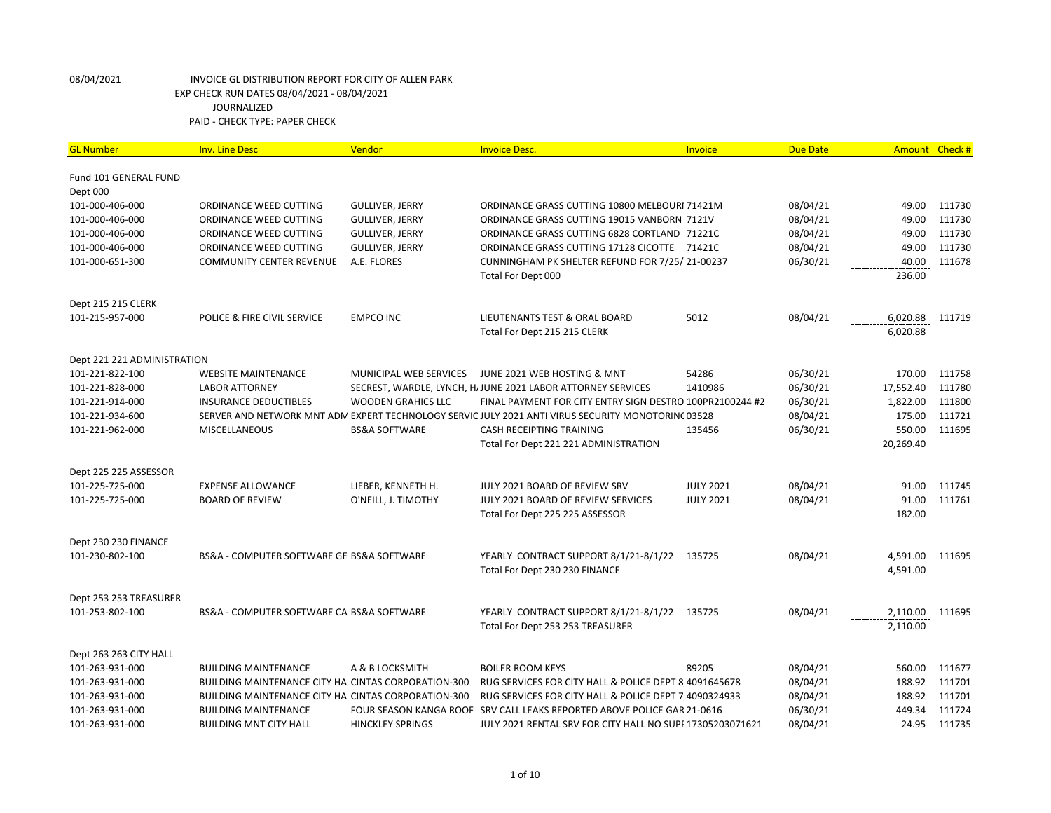08/04/2021 INVOICE GL DISTRIBUTION REPORT FOR CITY OF ALLEN PARK
EXP CHECK RUN DATES 08/04/2021 - 08/04/2021
JOURNALIZED
PAID - CHECK TYPE: PAPER CHECK

| GL Number | Inv. Line Desc | Vendor | Invoice Desc. | Invoice | Due Date | Amount | Check # |
|---|---|---|---|---|---|---|---|
| Fund 101 GENERAL FUND | | | | | | | |
| Dept 000 | | | | | | | |
| 101-000-406-000 | ORDINANCE WEED CUTTING | GULLIVER, JERRY | ORDINANCE GRASS CUTTING 10800 MELBOURI | 71421M | 08/04/21 | 49.00 | 111730 |
| 101-000-406-000 | ORDINANCE WEED CUTTING | GULLIVER, JERRY | ORDINANCE GRASS CUTTING 19015 VANBORN | 7121V | 08/04/21 | 49.00 | 111730 |
| 101-000-406-000 | ORDINANCE WEED CUTTING | GULLIVER, JERRY | ORDINANCE GRASS CUTTING 6828 CORTLAND | 71221C | 08/04/21 | 49.00 | 111730 |
| 101-000-406-000 | ORDINANCE WEED CUTTING | GULLIVER, JERRY | ORDINANCE GRASS CUTTING 17128 CICOTTE | 71421C | 08/04/21 | 49.00 | 111730 |
| 101-000-651-300 | COMMUNITY CENTER REVENUE | A.E. FLORES | CUNNINGHAM PK SHELTER REFUND FOR 7/25/ | 21-00237 | 06/30/21 | 40.00 | 111678 |
| | | | Total For Dept 000 | | | 236.00 | |
| Dept 215 215 CLERK | | | | | | | |
| 101-215-957-000 | POLICE & FIRE CIVIL SERVICE | EMPCO INC | LIEUTENANTS TEST & ORAL BOARD | 5012 | 08/04/21 | 6,020.88 | 111719 |
| | | | Total For Dept 215 215 CLERK | | | 6,020.88 | |
| Dept 221 221 ADMINISTRATION | | | | | | | |
| 101-221-822-100 | WEBSITE MAINTENANCE | MUNICIPAL WEB SERVICES | JUNE 2021 WEB HOSTING & MNT | 54286 | 06/30/21 | 170.00 | 111758 |
| 101-221-828-000 | LABOR ATTORNEY | SECREST, WARDLE, LYNCH, H. | JUNE 2021 LABOR ATTORNEY SERVICES | 1410986 | 06/30/21 | 17,552.40 | 111780 |
| 101-221-914-000 | INSURANCE DEDUCTIBLES | WOODEN GRAHICS LLC | FINAL PAYMENT FOR CITY ENTRY SIGN DESTRO | 100PR2100244 #2 | 06/30/21 | 1,822.00 | 111800 |
| 101-221-934-600 | SERVER AND NETWORK MNT ADM | EXPERT TECHNOLOGY SERVIC | JULY 2021 ANTI VIRUS SECURITY MONOTORIN( | 03528 | 08/04/21 | 175.00 | 111721 |
| 101-221-962-000 | MISCELLANEOUS | BS&A SOFTWARE | CASH RECEIPTING TRAINING | 135456 | 06/30/21 | 550.00 | 111695 |
| | | | Total For Dept 221 221 ADMINISTRATION | | | 20,269.40 | |
| Dept 225 225 ASSESSOR | | | | | | | |
| 101-225-725-000 | EXPENSE ALLOWANCE | LIEBER, KENNETH H. | JULY 2021 BOARD OF REVIEW SRV | JULY 2021 | 08/04/21 | 91.00 | 111745 |
| 101-225-725-000 | BOARD OF REVIEW | O'NEILL, J. TIMOTHY | JULY 2021 BOARD OF REVIEW SERVICES | JULY 2021 | 08/04/21 | 91.00 | 111761 |
| | | | Total For Dept 225 225 ASSESSOR | | | 182.00 | |
| Dept 230 230 FINANCE | | | | | | | |
| 101-230-802-100 | BS&A - COMPUTER SOFTWARE GE | BS&A SOFTWARE | YEARLY CONTRACT SUPPORT 8/1/21-8/1/22 | 135725 | 08/04/21 | 4,591.00 | 111695 |
| | | | Total For Dept 230 230 FINANCE | | | 4,591.00 | |
| Dept 253 253 TREASURER | | | | | | | |
| 101-253-802-100 | BS&A - COMPUTER SOFTWARE CA | BS&A SOFTWARE | YEARLY CONTRACT SUPPORT 8/1/21-8/1/22 | 135725 | 08/04/21 | 2,110.00 | 111695 |
| | | | Total For Dept 253 253 TREASURER | | | 2,110.00 | |
| Dept 263 263 CITY HALL | | | | | | | |
| 101-263-931-000 | BUILDING MAINTENANCE | A & B LOCKSMITH | BOILER ROOM KEYS | 89205 | 08/04/21 | 560.00 | 111677 |
| 101-263-931-000 | BUILDING MAINTENANCE CITY HAI | CINTAS CORPORATION-300 | RUG SERVICES FOR CITY HALL & POLICE DEPT 8 | 4091645678 | 08/04/21 | 188.92 | 111701 |
| 101-263-931-000 | BUILDING MAINTENANCE CITY HAI | CINTAS CORPORATION-300 | RUG SERVICES FOR CITY HALL & POLICE DEPT 7 | 4090324933 | 08/04/21 | 188.92 | 111701 |
| 101-263-931-000 | BUILDING MAINTENANCE | FOUR SEASON KANGA ROOF | SRV CALL LEAKS REPORTED ABOVE POLICE GAR | 21-0616 | 06/30/21 | 449.34 | 111724 |
| 101-263-931-000 | BUILDING MNT CITY HALL | HINCKLEY SPRINGS | JULY 2021 RENTAL SRV FOR CITY HALL NO SUPI | 17305203071621 | 08/04/21 | 24.95 | 111735 |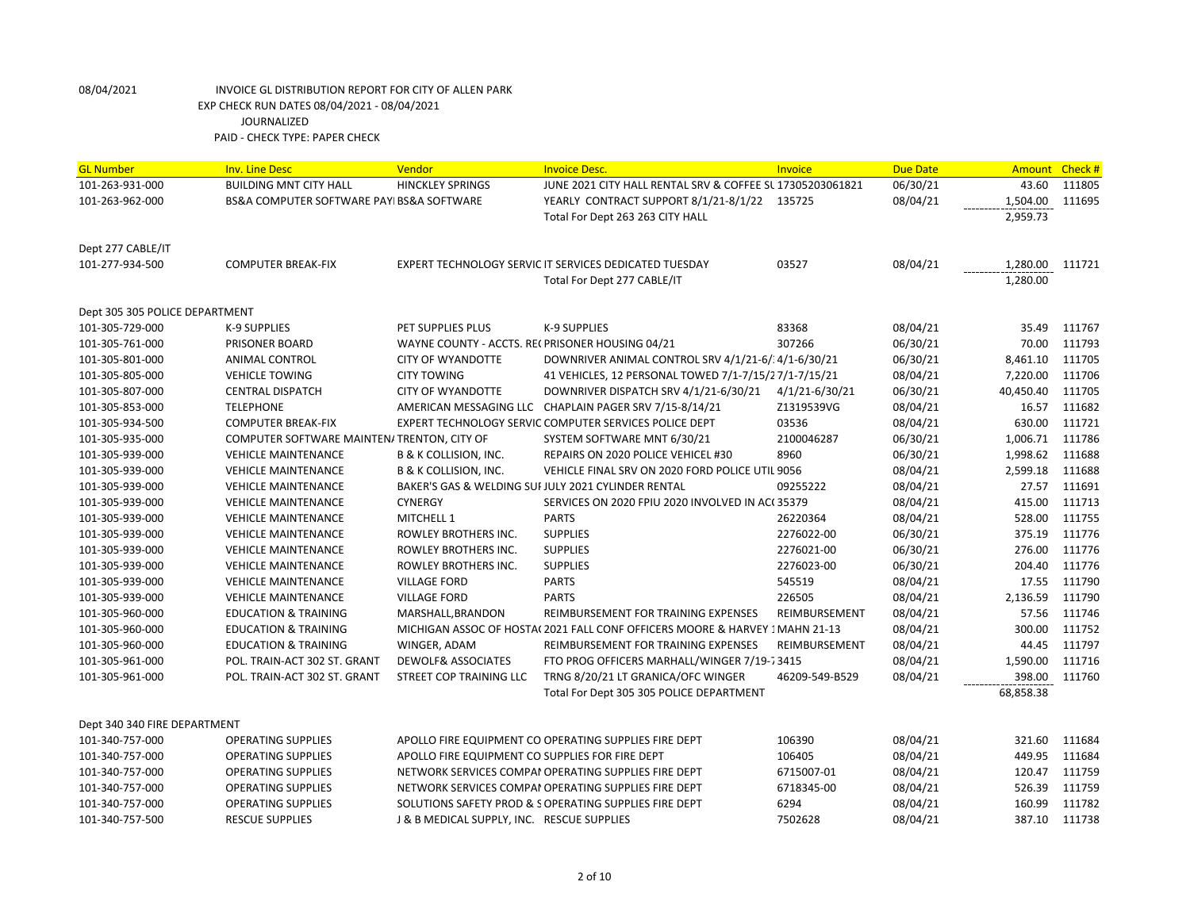08/04/2021 INVOICE GL DISTRIBUTION REPORT FOR CITY OF ALLEN PARK

EXP CHECK RUN DATES 08/04/2021 - 08/04/2021

JOURNALIZED

PAID - CHECK TYPE: PAPER CHECK

| GL Number | Inv. Line Desc | Vendor | Invoice Desc. | Invoice | Due Date | Amount | Check # |
|---|---|---|---|---|---|---|---|
| 101-263-931-000 | BUILDING MNT CITY HALL | HINCKLEY SPRINGS | JUNE 2021 CITY HALL RENTAL SRV & COFFEE SL | 17305203061821 | 06/30/21 | 43.60 | 111805 |
| 101-263-962-000 | BS&A COMPUTER SOFTWARE PAY | BS&A SOFTWARE | YEARLY CONTRACT SUPPORT 8/1/21-8/1/22 | 135725 | 08/04/21 | 1,504.00 | 111695 |
| | | | Total For Dept 263 263 CITY HALL | | | 2,959.73 | |
| Dept 277 CABLE/IT | | | | | | | |
| 101-277-934-500 | COMPUTER BREAK-FIX | EXPERT TECHNOLOGY SERVIC | IT SERVICES DEDICATED TUESDAY | 03527 | 08/04/21 | 1,280.00 | 111721 |
| | | | Total For Dept 277 CABLE/IT | | | 1,280.00 | |
| Dept 305 305 POLICE DEPARTMENT | | | | | | | |
| 101-305-729-000 | K-9 SUPPLIES | PET SUPPLIES PLUS | K-9 SUPPLIES | 83368 | 08/04/21 | 35.49 | 111767 |
| 101-305-761-000 | PRISONER BOARD | WAYNE COUNTY - ACCTS. RE( | PRISONER HOUSING 04/21 | 307266 | 06/30/21 | 70.00 | 111793 |
| 101-305-801-000 | ANIMAL CONTROL | CITY OF WYANDOTTE | DOWNRIVER ANIMAL CONTROL SRV 4/1/21-6/ | 4/1-6/30/21 | 06/30/21 | 8,461.10 | 111705 |
| 101-305-805-000 | VEHICLE TOWING | CITY TOWING | 41 VEHICLES, 12 PERSONAL TOWED 7/1-7/15/2 | 7/1-7/15/21 | 08/04/21 | 7,220.00 | 111706 |
| 101-305-807-000 | CENTRAL DISPATCH | CITY OF WYANDOTTE | DOWNRIVER DISPATCH SRV 4/1/21-6/30/21 | 4/1/21-6/30/21 | 06/30/21 | 40,450.40 | 111705 |
| 101-305-853-000 | TELEPHONE | AMERICAN MESSAGING LLC | CHAPLAIN PAGER SRV 7/15-8/14/21 | Z1319539VG | 08/04/21 | 16.57 | 111682 |
| 101-305-934-500 | COMPUTER BREAK-FIX | EXPERT TECHNOLOGY SERVIC | COMPUTER SERVICES POLICE DEPT | 03536 | 08/04/21 | 630.00 | 111721 |
| 101-305-935-000 | COMPUTER SOFTWARE MAINTEN/ | TRENTON, CITY OF | SYSTEM SOFTWARE MNT 6/30/21 | 2100046287 | 06/30/21 | 1,006.71 | 111786 |
| 101-305-939-000 | VEHICLE MAINTENANCE | B & K COLLISION, INC. | REPAIRS ON 2020 POLICE VEHICEL #30 | 8960 | 06/30/21 | 1,998.62 | 111688 |
| 101-305-939-000 | VEHICLE MAINTENANCE | B & K COLLISION, INC. | VEHICLE FINAL SRV ON 2020 FORD POLICE UTIL | 9056 | 08/04/21 | 2,599.18 | 111688 |
| 101-305-939-000 | VEHICLE MAINTENANCE | BAKER'S GAS & WELDING SUI | JULY 2021 CYLINDER RENTAL | 09255222 | 08/04/21 | 27.57 | 111691 |
| 101-305-939-000 | VEHICLE MAINTENANCE | CYNERGY | SERVICES ON 2020 FPIU 2020 INVOLVED IN AC( | 35379 | 08/04/21 | 415.00 | 111713 |
| 101-305-939-000 | VEHICLE MAINTENANCE | MITCHELL 1 | PARTS | 26220364 | 08/04/21 | 528.00 | 111755 |
| 101-305-939-000 | VEHICLE MAINTENANCE | ROWLEY BROTHERS INC. | SUPPLIES | 2276022-00 | 06/30/21 | 375.19 | 111776 |
| 101-305-939-000 | VEHICLE MAINTENANCE | ROWLEY BROTHERS INC. | SUPPLIES | 2276021-00 | 06/30/21 | 276.00 | 111776 |
| 101-305-939-000 | VEHICLE MAINTENANCE | ROWLEY BROTHERS INC. | SUPPLIES | 2276023-00 | 06/30/21 | 204.40 | 111776 |
| 101-305-939-000 | VEHICLE MAINTENANCE | VILLAGE FORD | PARTS | 545519 | 08/04/21 | 17.55 | 111790 |
| 101-305-939-000 | VEHICLE MAINTENANCE | VILLAGE FORD | PARTS | 226505 | 08/04/21 | 2,136.59 | 111790 |
| 101-305-960-000 | EDUCATION & TRAINING | MARSHALL,BRANDON | REIMBURSEMENT FOR TRAINING EXPENSES | REIMBURSEMENT | 08/04/21 | 57.56 | 111746 |
| 101-305-960-000 | EDUCATION & TRAINING | MICHIGAN ASSOC OF HOSTA( | 2021 FALL CONF OFFICERS MOORE & HARVEY 1 | MAHN 21-13 | 08/04/21 | 300.00 | 111752 |
| 101-305-960-000 | EDUCATION & TRAINING | WINGER, ADAM | REIMBURSEMENT FOR TRAINING EXPENSES | REIMBURSEMENT | 08/04/21 | 44.45 | 111797 |
| 101-305-961-000 | POL. TRAIN-ACT 302 ST. GRANT | DEWOLF& ASSOCIATES | FTO PROG OFFICERS MARHALL/WINGER 7/19-7 | 3415 | 08/04/21 | 1,590.00 | 111716 |
| 101-305-961-000 | POL. TRAIN-ACT 302 ST. GRANT | STREET COP TRAINING LLC | TRNG 8/20/21 LT GRANICA/OFC WINGER | 46209-549-B529 | 08/04/21 | 398.00 | 111760 |
| | | | Total For Dept 305 305 POLICE DEPARTMENT | | | 68,858.38 | |
| Dept 340 340 FIRE DEPARTMENT | | | | | | | |
| 101-340-757-000 | OPERATING SUPPLIES | APOLLO FIRE EQUIPMENT CO | OPERATING SUPPLIES FIRE DEPT | 106390 | 08/04/21 | 321.60 | 111684 |
| 101-340-757-000 | OPERATING SUPPLIES | APOLLO FIRE EQUIPMENT CO | SUPPLIES FOR FIRE DEPT | 106405 | 08/04/21 | 449.95 | 111684 |
| 101-340-757-000 | OPERATING SUPPLIES | NETWORK SERVICES COMPAI | OPERATING SUPPLIES FIRE DEPT | 6715007-01 | 08/04/21 | 120.47 | 111759 |
| 101-340-757-000 | OPERATING SUPPLIES | NETWORK SERVICES COMPAI | OPERATING SUPPLIES FIRE DEPT | 6718345-00 | 08/04/21 | 526.39 | 111759 |
| 101-340-757-000 | OPERATING SUPPLIES | SOLUTIONS SAFETY PROD & S | OPERATING SUPPLIES FIRE DEPT | 6294 | 08/04/21 | 160.99 | 111782 |
| 101-340-757-500 | RESCUE SUPPLIES | J & B MEDICAL SUPPLY, INC. | RESCUE SUPPLIES | 7502628 | 08/04/21 | 387.10 | 111738 |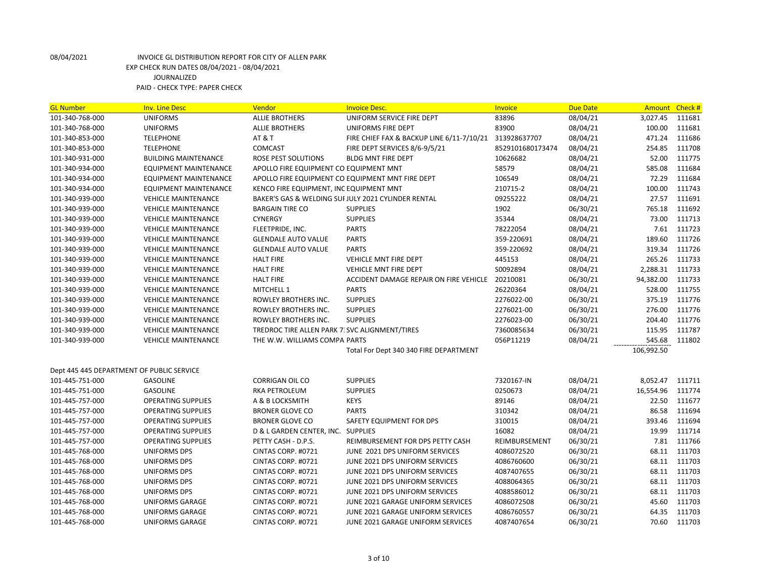08/04/2021 INVOICE GL DISTRIBUTION REPORT FOR CITY OF ALLEN PARK

EXP CHECK RUN DATES 08/04/2021 - 08/04/2021

JOURNALIZED

PAID - CHECK TYPE: PAPER CHECK

| GL Number | Inv. Line Desc | Vendor | Invoice Desc. | Invoice | Due Date | Amount | Check # |
|---|---|---|---|---|---|---|---|
| 101-340-768-000 | UNIFORMS | ALLIE BROTHERS | UNIFORM SERVICE FIRE DEPT | 83896 | 08/04/21 | 3,027.45 | 111681 |
| 101-340-768-000 | UNIFORMS | ALLIE BROTHERS | UNIFORMS FIRE DEPT | 83900 | 08/04/21 | 100.00 | 111681 |
| 101-340-853-000 | TELEPHONE | AT & T | FIRE CHIEF FAX & BACKUP LINE 6/11-7/10/21 | 313928637707 | 08/04/21 | 471.24 | 111686 |
| 101-340-853-000 | TELEPHONE | COMCAST | FIRE DEPT SERVICES 8/6-9/5/21 | 8529101680173474 | 08/04/21 | 254.85 | 111708 |
| 101-340-931-000 | BUILDING MAINTENANCE | ROSE PEST SOLUTIONS | BLDG MNT FIRE DEPT | 10626682 | 08/04/21 | 52.00 | 111775 |
| 101-340-934-000 | EQUIPMENT MAINTENANCE | APOLLO FIRE EQUIPMENT CO | EQUIPMENT MNT | 58579 | 08/04/21 | 585.08 | 111684 |
| 101-340-934-000 | EQUIPMENT MAINTENANCE | APOLLO FIRE EQUIPMENT CO | EQUIPMENT MNT FIRE DEPT | 106549 | 08/04/21 | 72.29 | 111684 |
| 101-340-934-000 | EQUIPMENT MAINTENANCE | KENCO FIRE EQUIPMENT, INC | EQUIPMENT MNT | 210715-2 | 08/04/21 | 100.00 | 111743 |
| 101-340-939-000 | VEHICLE MAINTENANCE | BAKER'S GAS & WELDING SUI | JULY 2021 CYLINDER RENTAL | 09255222 | 08/04/21 | 27.57 | 111691 |
| 101-340-939-000 | VEHICLE MAINTENANCE | BARGAIN TIRE CO | SUPPLIES | 1902 | 06/30/21 | 765.18 | 111692 |
| 101-340-939-000 | VEHICLE MAINTENANCE | CYNERGY | SUPPLIES | 35344 | 08/04/21 | 73.00 | 111713 |
| 101-340-939-000 | VEHICLE MAINTENANCE | FLEETPRIDE, INC. | PARTS | 78222054 | 08/04/21 | 7.61 | 111723 |
| 101-340-939-000 | VEHICLE MAINTENANCE | GLENDALE AUTO VALUE | PARTS | 359-220691 | 08/04/21 | 189.60 | 111726 |
| 101-340-939-000 | VEHICLE MAINTENANCE | GLENDALE AUTO VALUE | PARTS | 359-220692 | 08/04/21 | 319.34 | 111726 |
| 101-340-939-000 | VEHICLE MAINTENANCE | HALT FIRE | VEHICLE MNT FIRE DEPT | 445153 | 08/04/21 | 265.26 | 111733 |
| 101-340-939-000 | VEHICLE MAINTENANCE | HALT FIRE | VEHICLE MNT FIRE DEPT | S0092894 | 08/04/21 | 2,288.31 | 111733 |
| 101-340-939-000 | VEHICLE MAINTENANCE | HALT FIRE | ACCIDENT DAMAGE REPAIR ON FIRE VEHICLE | 20210081 | 06/30/21 | 94,382.00 | 111733 |
| 101-340-939-000 | VEHICLE MAINTENANCE | MITCHELL 1 | PARTS | 26220364 | 08/04/21 | 528.00 | 111755 |
| 101-340-939-000 | VEHICLE MAINTENANCE | ROWLEY BROTHERS INC. | SUPPLIES | 2276022-00 | 06/30/21 | 375.19 | 111776 |
| 101-340-939-000 | VEHICLE MAINTENANCE | ROWLEY BROTHERS INC. | SUPPLIES | 2276021-00 | 06/30/21 | 276.00 | 111776 |
| 101-340-939-000 | VEHICLE MAINTENANCE | ROWLEY BROTHERS INC. | SUPPLIES | 2276023-00 | 06/30/21 | 204.40 | 111776 |
| 101-340-939-000 | VEHICLE MAINTENANCE | TREDROC TIRE ALLEN PARK 7 | SVC ALIGNMENT/TIRES | 7360085634 | 06/30/21 | 115.95 | 111787 |
| 101-340-939-000 | VEHICLE MAINTENANCE | THE W.W. WILLIAMS COMPA | PARTS | 056P11219 | 08/04/21 | 545.68 | 111802 |
| | | | Total For Dept 340 340 FIRE DEPARTMENT | | | 106,992.50 | |

Dept 445 445 DEPARTMENT OF PUBLIC SERVICE

| GL Number | Inv. Line Desc | Vendor | Invoice Desc. | Invoice | Due Date | Amount | Check # |
|---|---|---|---|---|---|---|---|
| 101-445-751-000 | GASOLINE | CORRIGAN OIL CO | SUPPLIES | 7320167-IN | 08/04/21 | 8,052.47 | 111711 |
| 101-445-751-000 | GASOLINE | RKA PETROLEUM | SUPPLIES | 0250673 | 08/04/21 | 16,554.96 | 111774 |
| 101-445-757-000 | OPERATING SUPPLIES | A & B LOCKSMITH | KEYS | 89146 | 08/04/21 | 22.50 | 111677 |
| 101-445-757-000 | OPERATING SUPPLIES | BRONER GLOVE CO | PARTS | 310342 | 08/04/21 | 86.58 | 111694 |
| 101-445-757-000 | OPERATING SUPPLIES | BRONER GLOVE CO | SAFETY EQUIPMENT FOR DPS | 310015 | 08/04/21 | 393.46 | 111694 |
| 101-445-757-000 | OPERATING SUPPLIES | D & L GARDEN CENTER, INC. | SUPPLIES | 16082 | 08/04/21 | 19.99 | 111714 |
| 101-445-757-000 | OPERATING SUPPLIES | PETTY CASH - D.P.S. | REIMBURSEMENT FOR DPS PETTY CASH | REIMBURSEMENT | 06/30/21 | 7.81 | 111766 |
| 101-445-768-000 | UNIFORMS DPS | CINTAS CORP. #0721 | JUNE 2021 DPS UNIFORM SERVICES | 4086072520 | 06/30/21 | 68.11 | 111703 |
| 101-445-768-000 | UNIFORMS DPS | CINTAS CORP. #0721 | JUNE 2021 DPS UNIFORM SERVICES | 4086760600 | 06/30/21 | 68.11 | 111703 |
| 101-445-768-000 | UNIFORMS DPS | CINTAS CORP. #0721 | JUNE 2021 DPS UNIFORM SERVICES | 4087407655 | 06/30/21 | 68.11 | 111703 |
| 101-445-768-000 | UNIFORMS DPS | CINTAS CORP. #0721 | JUNE 2021 DPS UNIFORM SERVICES | 4088064365 | 06/30/21 | 68.11 | 111703 |
| 101-445-768-000 | UNIFORMS DPS | CINTAS CORP. #0721 | JUNE 2021 DPS UNIFORM SERVICES | 4088586012 | 06/30/21 | 68.11 | 111703 |
| 101-445-768-000 | UNIFORMS GARAGE | CINTAS CORP. #0721 | JUNE 2021 GARAGE UNIFORM SERVICES | 4086072508 | 06/30/21 | 45.60 | 111703 |
| 101-445-768-000 | UNIFORMS GARAGE | CINTAS CORP. #0721 | JUNE 2021 GARAGE UNIFORM SERVICES | 4086760557 | 06/30/21 | 64.35 | 111703 |
| 101-445-768-000 | UNIFORMS GARAGE | CINTAS CORP. #0721 | JUNE 2021 GARAGE UNIFORM SERVICES | 4087407654 | 06/30/21 | 70.60 | 111703 |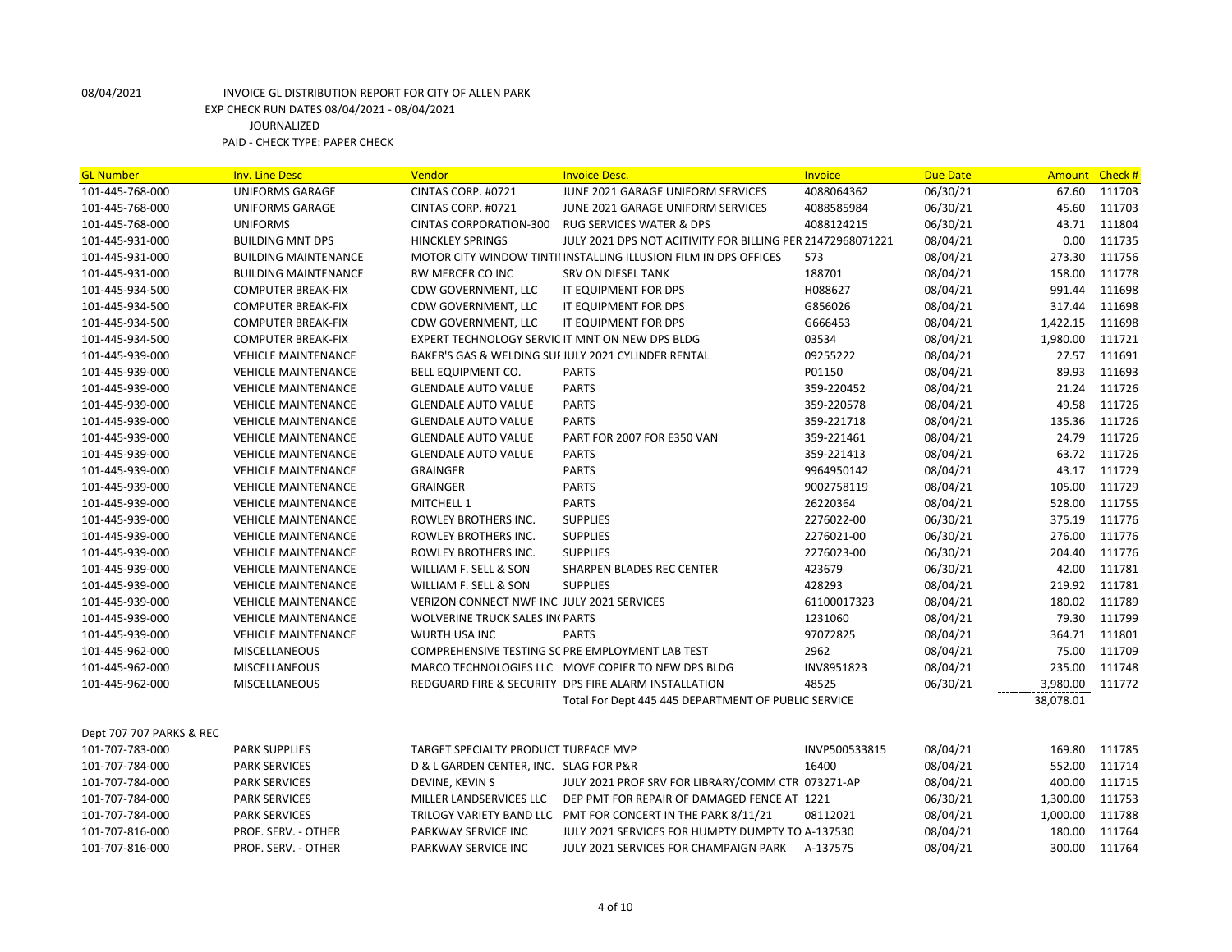08/04/2021 INVOICE GL DISTRIBUTION REPORT FOR CITY OF ALLEN PARK
EXP CHECK RUN DATES 08/04/2021 - 08/04/2021
JOURNALIZED
PAID - CHECK TYPE: PAPER CHECK

| GL Number | Inv. Line Desc | Vendor | Invoice Desc. | Invoice | Due Date | Amount | Check # |
|---|---|---|---|---|---|---|---|
| 101-445-768-000 | UNIFORMS GARAGE | CINTAS CORP. #0721 | JUNE 2021 GARAGE UNIFORM SERVICES | 4088064362 | 06/30/21 | 67.60 | 111703 |
| 101-445-768-000 | UNIFORMS GARAGE | CINTAS CORP. #0721 | JUNE 2021 GARAGE UNIFORM SERVICES | 4088585984 | 06/30/21 | 45.60 | 111703 |
| 101-445-768-000 | UNIFORMS | CINTAS CORPORATION-300 | RUG SERVICES WATER & DPS | 4088124215 | 06/30/21 | 43.71 | 111804 |
| 101-445-931-000 | BUILDING MNT DPS | HINCKLEY SPRINGS | JULY 2021 DPS NOT ACITIVITY FOR BILLING PER | 21472968071221 | 08/04/21 | 0.00 | 111735 |
| 101-445-931-000 | BUILDING MAINTENANCE | MOTOR CITY WINDOW TINTII | INSTALLING ILLUSION FILM IN DPS OFFICES | 573 | 08/04/21 | 273.30 | 111756 |
| 101-445-931-000 | BUILDING MAINTENANCE | RW MERCER CO INC | SRV ON DIESEL TANK | 188701 | 08/04/21 | 158.00 | 111778 |
| 101-445-934-500 | COMPUTER BREAK-FIX | CDW GOVERNMENT, LLC | IT EQUIPMENT FOR DPS | H088627 | 08/04/21 | 991.44 | 111698 |
| 101-445-934-500 | COMPUTER BREAK-FIX | CDW GOVERNMENT, LLC | IT EQUIPMENT FOR DPS | G856026 | 08/04/21 | 317.44 | 111698 |
| 101-445-934-500 | COMPUTER BREAK-FIX | CDW GOVERNMENT, LLC | IT EQUIPMENT FOR DPS | G666453 | 08/04/21 | 1,422.15 | 111698 |
| 101-445-934-500 | COMPUTER BREAK-FIX | EXPERT TECHNOLOGY SERVIC | IT MNT ON NEW DPS BLDG | 03534 | 08/04/21 | 1,980.00 | 111721 |
| 101-445-939-000 | VEHICLE MAINTENANCE | BAKER'S GAS & WELDING SUI | JULY 2021 CYLINDER RENTAL | 09255222 | 08/04/21 | 27.57 | 111691 |
| 101-445-939-000 | VEHICLE MAINTENANCE | BELL EQUIPMENT CO. | PARTS | P01150 | 08/04/21 | 89.93 | 111693 |
| 101-445-939-000 | VEHICLE MAINTENANCE | GLENDALE AUTO VALUE | PARTS | 359-220452 | 08/04/21 | 21.24 | 111726 |
| 101-445-939-000 | VEHICLE MAINTENANCE | GLENDALE AUTO VALUE | PARTS | 359-220578 | 08/04/21 | 49.58 | 111726 |
| 101-445-939-000 | VEHICLE MAINTENANCE | GLENDALE AUTO VALUE | PARTS | 359-221718 | 08/04/21 | 135.36 | 111726 |
| 101-445-939-000 | VEHICLE MAINTENANCE | GLENDALE AUTO VALUE | PART FOR 2007 FOR E350 VAN | 359-221461 | 08/04/21 | 24.79 | 111726 |
| 101-445-939-000 | VEHICLE MAINTENANCE | GLENDALE AUTO VALUE | PARTS | 359-221413 | 08/04/21 | 63.72 | 111726 |
| 101-445-939-000 | VEHICLE MAINTENANCE | GRAINGER | PARTS | 9964950142 | 08/04/21 | 43.17 | 111729 |
| 101-445-939-000 | VEHICLE MAINTENANCE | GRAINGER | PARTS | 9002758119 | 08/04/21 | 105.00 | 111729 |
| 101-445-939-000 | VEHICLE MAINTENANCE | MITCHELL 1 | PARTS | 26220364 | 08/04/21 | 528.00 | 111755 |
| 101-445-939-000 | VEHICLE MAINTENANCE | ROWLEY BROTHERS INC. | SUPPLIES | 2276022-00 | 06/30/21 | 375.19 | 111776 |
| 101-445-939-000 | VEHICLE MAINTENANCE | ROWLEY BROTHERS INC. | SUPPLIES | 2276021-00 | 06/30/21 | 276.00 | 111776 |
| 101-445-939-000 | VEHICLE MAINTENANCE | ROWLEY BROTHERS INC. | SUPPLIES | 2276023-00 | 06/30/21 | 204.40 | 111776 |
| 101-445-939-000 | VEHICLE MAINTENANCE | WILLIAM F. SELL & SON | SHARPEN BLADES REC CENTER | 423679 | 06/30/21 | 42.00 | 111781 |
| 101-445-939-000 | VEHICLE MAINTENANCE | WILLIAM F. SELL & SON | SUPPLIES | 428293 | 08/04/21 | 219.92 | 111781 |
| 101-445-939-000 | VEHICLE MAINTENANCE | VERIZON CONNECT NWF INC | JULY 2021 SERVICES | 61100017323 | 08/04/21 | 180.02 | 111789 |
| 101-445-939-000 | VEHICLE MAINTENANCE | WOLVERINE TRUCK SALES IN( | PARTS | 1231060 | 08/04/21 | 79.30 | 111799 |
| 101-445-939-000 | VEHICLE MAINTENANCE | WURTH USA INC | PARTS | 97072825 | 08/04/21 | 364.71 | 111801 |
| 101-445-962-000 | MISCELLANEOUS | COMPREHENSIVE TESTING SC | PRE EMPLOYMENT LAB TEST | 2962 | 08/04/21 | 75.00 | 111709 |
| 101-445-962-000 | MISCELLANEOUS | MARCO TECHNOLOGIES LLC | MOVE COPIER TO NEW DPS BLDG | INV8951823 | 08/04/21 | 235.00 | 111748 |
| 101-445-962-000 | MISCELLANEOUS | REDGUARD FIRE & SECURITY | DPS FIRE ALARM INSTALLATION | 48525 | 06/30/21 | 3,980.00 | 111772 |
| | | | Total For Dept 445 445 DEPARTMENT OF PUBLIC SERVICE | | | 38,078.01 | |
| Dept 707 707 PARKS & REC | | | | | | | |
| 101-707-783-000 | PARK SUPPLIES | TARGET SPECIALTY PRODUCT | TURFACE MVP | INVP500533815 | 08/04/21 | 169.80 | 111785 |
| 101-707-784-000 | PARK SERVICES | D & L GARDEN CENTER, INC. | SLAG FOR P&R | 16400 | 08/04/21 | 552.00 | 111714 |
| 101-707-784-000 | PARK SERVICES | DEVINE, KEVIN S | JULY 2021 PROF SRV FOR LIBRARY/COMM CTR | 073271-AP | 08/04/21 | 400.00 | 111715 |
| 101-707-784-000 | PARK SERVICES | MILLER LANDSERVICES LLC | DEP PMT FOR REPAIR OF DAMAGED FENCE AT | 1221 | 06/30/21 | 1,300.00 | 111753 |
| 101-707-784-000 | PARK SERVICES | TRILOGY VARIETY BAND LLC | PMT FOR CONCERT IN THE PARK 8/11/21 | 08112021 | 08/04/21 | 1,000.00 | 111788 |
| 101-707-816-000 | PROF. SERV. - OTHER | PARKWAY SERVICE INC | JULY 2021 SERVICES FOR HUMPTY DUMPTY TO | A-137530 | 08/04/21 | 180.00 | 111764 |
| 101-707-816-000 | PROF. SERV. - OTHER | PARKWAY SERVICE INC | JULY 2021 SERVICES FOR CHAMPAIGN PARK | A-137575 | 08/04/21 | 300.00 | 111764 |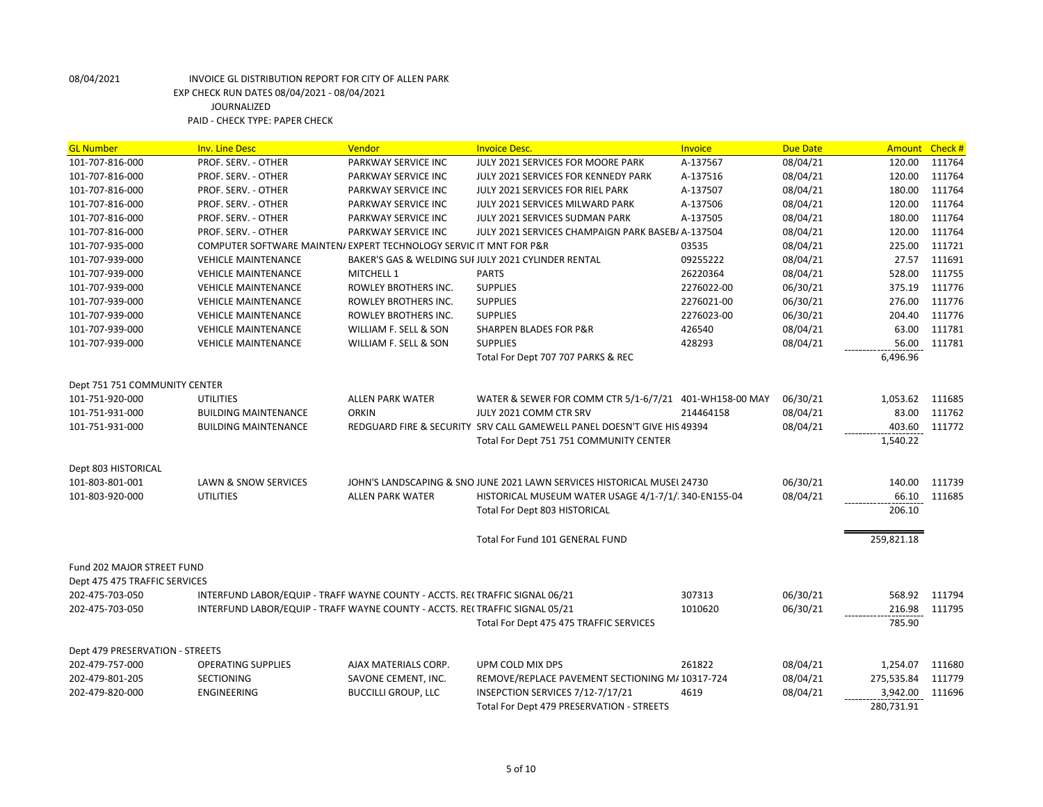08/04/2021 INVOICE GL DISTRIBUTION REPORT FOR CITY OF ALLEN PARK
EXP CHECK RUN DATES 08/04/2021 - 08/04/2021
JOURNALIZED
PAID - CHECK TYPE: PAPER CHECK

| GL Number | Inv. Line Desc | Vendor | Invoice Desc. | Invoice | Due Date | Amount | Check # |
|---|---|---|---|---|---|---|---|
| 101-707-816-000 | PROF. SERV. - OTHER | PARKWAY SERVICE INC | JULY 2021 SERVICES FOR MOORE PARK | A-137567 | 08/04/21 | 120.00 | 111764 |
| 101-707-816-000 | PROF. SERV. - OTHER | PARKWAY SERVICE INC | JULY 2021 SERVICES FOR KENNEDY PARK | A-137516 | 08/04/21 | 120.00 | 111764 |
| 101-707-816-000 | PROF. SERV. - OTHER | PARKWAY SERVICE INC | JULY 2021 SERVICES FOR RIEL PARK | A-137507 | 08/04/21 | 180.00 | 111764 |
| 101-707-816-000 | PROF. SERV. - OTHER | PARKWAY SERVICE INC | JULY 2021 SERVICES MILWARD PARK | A-137506 | 08/04/21 | 120.00 | 111764 |
| 101-707-816-000 | PROF. SERV. - OTHER | PARKWAY SERVICE INC | JULY 2021 SERVICES SUDMAN PARK | A-137505 | 08/04/21 | 180.00 | 111764 |
| 101-707-816-000 | PROF. SERV. - OTHER | PARKWAY SERVICE INC | JULY 2021 SERVICES CHAMPAIGN PARK BASEB/ | A-137504 | 08/04/21 | 120.00 | 111764 |
| 101-707-935-000 | COMPUTER SOFTWARE MAINTEN/ | EXPERT TECHNOLOGY SERVIC | IT MNT FOR P&R | 03535 | 08/04/21 | 225.00 | 111721 |
| 101-707-939-000 | VEHICLE MAINTENANCE | BAKER'S GAS & WELDING SUI | JULY 2021 CYLINDER RENTAL | 09255222 | 08/04/21 | 27.57 | 111691 |
| 101-707-939-000 | VEHICLE MAINTENANCE | MITCHELL 1 | PARTS | 26220364 | 08/04/21 | 528.00 | 111755 |
| 101-707-939-000 | VEHICLE MAINTENANCE | ROWLEY BROTHERS INC. | SUPPLIES | 2276022-00 | 06/30/21 | 375.19 | 111776 |
| 101-707-939-000 | VEHICLE MAINTENANCE | ROWLEY BROTHERS INC. | SUPPLIES | 2276021-00 | 06/30/21 | 276.00 | 111776 |
| 101-707-939-000 | VEHICLE MAINTENANCE | ROWLEY BROTHERS INC. | SUPPLIES | 2276023-00 | 06/30/21 | 204.40 | 111776 |
| 101-707-939-000 | VEHICLE MAINTENANCE | WILLIAM F. SELL & SON | SHARPEN BLADES FOR P&R | 426540 | 08/04/21 | 63.00 | 111781 |
| 101-707-939-000 | VEHICLE MAINTENANCE | WILLIAM F. SELL & SON | SUPPLIES | 428293 | 08/04/21 | 56.00 | 111781 |
| | | | Total For Dept 707 707 PARKS & REC | | | 6,496.96 | |
| Dept 751 751 COMMUNITY CENTER | | | | | | | |
| 101-751-920-000 | UTILITIES | ALLEN PARK WATER | WATER & SEWER FOR COMM CTR 5/1-6/7/21 | 401-WH158-00 MAY | 06/30/21 | 1,053.62 | 111685 |
| 101-751-931-000 | BUILDING MAINTENANCE | ORKIN | JULY 2021 COMM CTR SRV | 214464158 | 08/04/21 | 83.00 | 111762 |
| 101-751-931-000 | BUILDING MAINTENANCE | REDGUARD FIRE & SECURITY | SRV CALL GAMEWELL PANEL DOESN'T GIVE HIS | 49394 | 08/04/21 | 403.60 | 111772 |
| | | | Total For Dept 751 751 COMMUNITY CENTER | | | 1,540.22 | |
| Dept 803 HISTORICAL | | | | | | | |
| 101-803-801-001 | LAWN & SNOW SERVICES | JOHN'S LANDSCAPING & SNO | JUNE 2021 LAWN SERVICES HISTORICAL MUSEU | 24730 | 06/30/21 | 140.00 | 111739 |
| 101-803-920-000 | UTILITIES | ALLEN PARK WATER | HISTORICAL MUSEUM WATER USAGE 4/1-7/1/: | 340-EN155-04 | 08/04/21 | 66.10 | 111685 |
| | | | Total For Dept 803 HISTORICAL | | | 206.10 | |
| | | | Total For Fund 101 GENERAL FUND | | | 259,821.18 | |
| Fund 202 MAJOR STREET FUND | | | | | | | |
| Dept 475 475 TRAFFIC SERVICES | | | | | | | |
| 202-475-703-050 | INTERFUND LABOR/EQUIP - TRAFF | WAYNE COUNTY - ACCTS. RE( | TRAFFIC SIGNAL 06/21 | 307313 | 06/30/21 | 568.92 | 111794 |
| 202-475-703-050 | INTERFUND LABOR/EQUIP - TRAFF | WAYNE COUNTY - ACCTS. RE( | TRAFFIC SIGNAL 05/21 | 1010620 | 06/30/21 | 216.98 | 111795 |
| | | | Total For Dept 475 475 TRAFFIC SERVICES | | | 785.90 | |
| Dept 479 PRESERVATION - STREETS | | | | | | | |
| 202-479-757-000 | OPERATING SUPPLIES | AJAX MATERIALS CORP. | UPM COLD MIX DPS | 261822 | 08/04/21 | 1,254.07 | 111680 |
| 202-479-801-205 | SECTIONING | SAVONE CEMENT, INC. | REMOVE/REPLACE PAVEMENT SECTIONING M/ | 10317-724 | 08/04/21 | 275,535.84 | 111779 |
| 202-479-820-000 | ENGINEERING | BUCCILLI GROUP, LLC | INSEPCTION SERVICES 7/12-7/17/21 | 4619 | 08/04/21 | 3,942.00 | 111696 |
| | | | Total For Dept 479 PRESERVATION - STREETS | | | 280,731.91 | |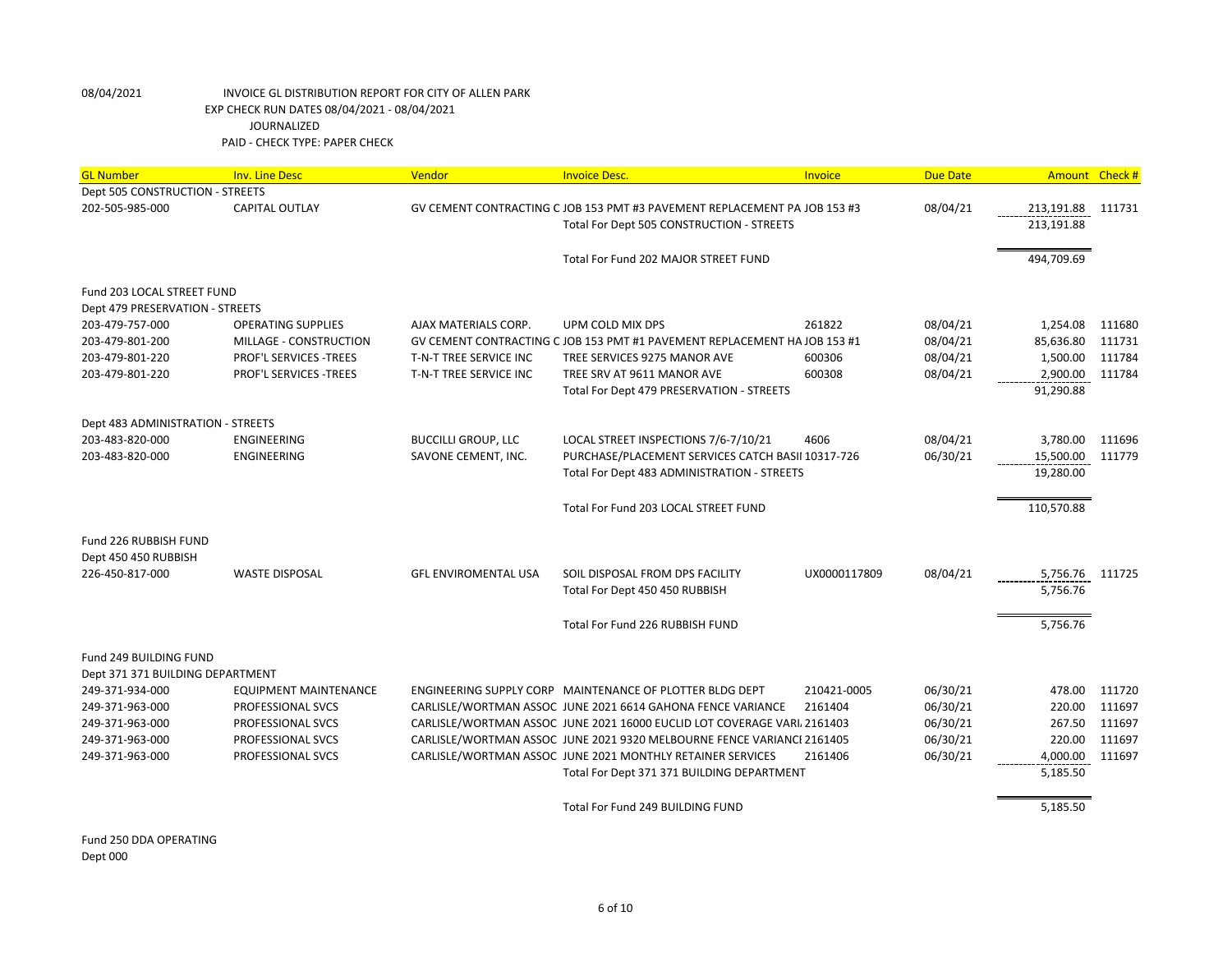08/04/2021 INVOICE GL DISTRIBUTION REPORT FOR CITY OF ALLEN PARK

EXP CHECK RUN DATES 08/04/2021 - 08/04/2021

JOURNALIZED

PAID - CHECK TYPE: PAPER CHECK

| GL Number | Inv. Line Desc | Vendor | Invoice Desc. | Invoice | Due Date | Amount | Check # |
|---|---|---|---|---|---|---|---|
| Dept 505 CONSTRUCTION - STREETS | | | | | | | |
| 202-505-985-000 | CAPITAL OUTLAY | GV CEMENT CONTRACTING C | JOB 153 PMT #3 PAVEMENT REPLACEMENT PA | JOB 153 #3 | 08/04/21 | 213,191.88 | 111731 |
| | | | Total For Dept 505 CONSTRUCTION - STREETS | | | 213,191.88 | |
| | | | Total For Fund 202 MAJOR STREET FUND | | | 494,709.69 | |
| Fund 203 LOCAL STREET FUND | | | | | | | |
| Dept 479 PRESERVATION - STREETS | | | | | | | |
| 203-479-757-000 | OPERATING SUPPLIES | AJAX MATERIALS CORP. | UPM COLD MIX DPS | 261822 | 08/04/21 | 1,254.08 | 111680 |
| 203-479-801-200 | MILLAGE - CONSTRUCTION | GV CEMENT CONTRACTING C | JOB 153 PMT #1 PAVEMENT REPLACEMENT HA | JOB 153 #1 | 08/04/21 | 85,636.80 | 111731 |
| 203-479-801-220 | PROF'L SERVICES -TREES | T-N-T TREE SERVICE INC | TREE SERVICES 9275 MANOR AVE | 600306 | 08/04/21 | 1,500.00 | 111784 |
| 203-479-801-220 | PROF'L SERVICES -TREES | T-N-T TREE SERVICE INC | TREE SRV AT 9611 MANOR AVE | 600308 | 08/04/21 | 2,900.00 | 111784 |
| | | | Total For Dept 479 PRESERVATION - STREETS | | | 91,290.88 | |
| Dept 483 ADMINISTRATION - STREETS | | | | | | | |
| 203-483-820-000 | ENGINEERING | BUCCILLI GROUP, LLC | LOCAL STREET INSPECTIONS 7/6-7/10/21 | 4606 | 08/04/21 | 3,780.00 | 111696 |
| 203-483-820-000 | ENGINEERING | SAVONE CEMENT, INC. | PURCHASE/PLACEMENT SERVICES CATCH BASII | 10317-726 | 06/30/21 | 15,500.00 | 111779 |
| | | | Total For Dept 483 ADMINISTRATION - STREETS | | | 19,280.00 | |
| | | | Total For Fund 203 LOCAL STREET FUND | | | 110,570.88 | |
| Fund 226 RUBBISH FUND | | | | | | | |
| Dept 450 450 RUBBISH | | | | | | | |
| 226-450-817-000 | WASTE DISPOSAL | GFL ENVIROMENTAL USA | SOIL DISPOSAL FROM DPS FACILITY | UX0000117809 | 08/04/21 | 5,756.76 | 111725 |
| | | | Total For Dept 450 450 RUBBISH | | | 5,756.76 | |
| | | | Total For Fund 226 RUBBISH FUND | | | 5,756.76 | |
| Fund 249 BUILDING FUND | | | | | | | |
| Dept 371 371 BUILDING DEPARTMENT | | | | | | | |
| 249-371-934-000 | EQUIPMENT MAINTENANCE | ENGINEERING SUPPLY CORP | MAINTENANCE OF PLOTTER BLDG DEPT | 210421-0005 | 06/30/21 | 478.00 | 111720 |
| 249-371-963-000 | PROFESSIONAL SVCS | CARLISLE/WORTMAN ASSOC | JUNE 2021 6614 GAHONA FENCE VARIANCE | 2161404 | 06/30/21 | 220.00 | 111697 |
| 249-371-963-000 | PROFESSIONAL SVCS | CARLISLE/WORTMAN ASSOC | JUNE 2021 16000 EUCLID LOT COVERAGE VARI | 2161403 | 06/30/21 | 267.50 | 111697 |
| 249-371-963-000 | PROFESSIONAL SVCS | CARLISLE/WORTMAN ASSOC | JUNE 2021 9320 MELBOURNE FENCE VARIANCI | 2161405 | 06/30/21 | 220.00 | 111697 |
| 249-371-963-000 | PROFESSIONAL SVCS | CARLISLE/WORTMAN ASSOC | JUNE 2021 MONTHLY RETAINER SERVICES | 2161406 | 06/30/21 | 4,000.00 | 111697 |
| | | | Total For Dept 371 371 BUILDING DEPARTMENT | | | 5,185.50 | |
| | | | Total For Fund 249 BUILDING FUND | | | 5,185.50 | |
| Fund 250 DDA OPERATING | | | | | | | |
| Dept 000 | | | | | | | |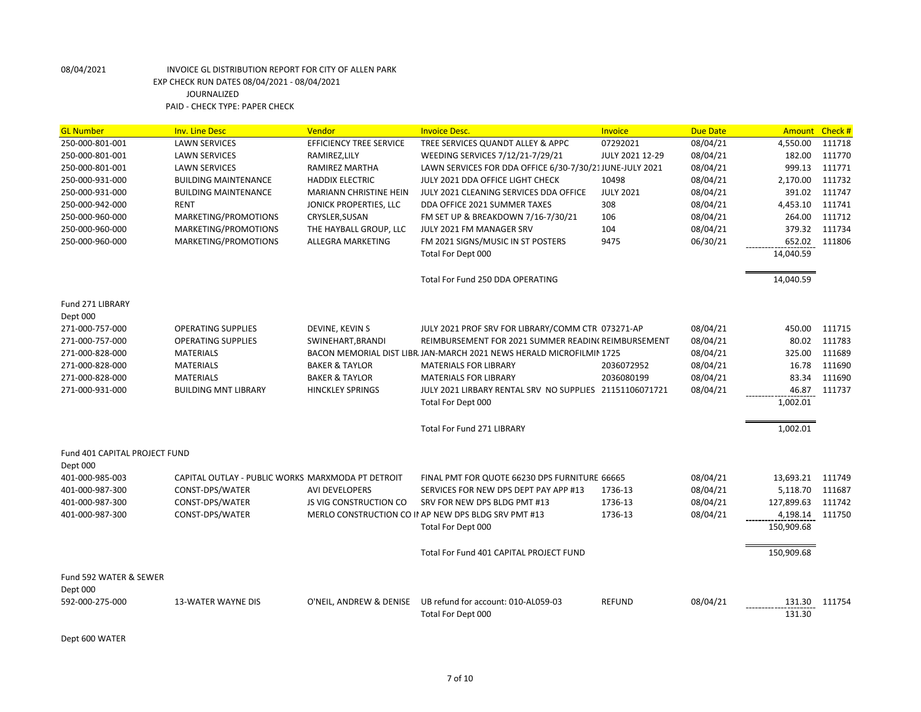08/04/2021 INVOICE GL DISTRIBUTION REPORT FOR CITY OF ALLEN PARK
EXP CHECK RUN DATES 08/04/2021 - 08/04/2021
JOURNALIZED
PAID - CHECK TYPE: PAPER CHECK

| GL Number | Inv. Line Desc | Vendor | Invoice Desc. | Invoice | Due Date | Amount | Check # |
|---|---|---|---|---|---|---|---|
| 250-000-801-001 | LAWN SERVICES | EFFICIENCY TREE SERVICE | TREE SERVICES QUANDT ALLEY & APPC | 07292021 | 08/04/21 | 4,550.00 | 111718 |
| 250-000-801-001 | LAWN SERVICES | RAMIREZ,LILY | WEEDING SERVICES 7/12/21-7/29/21 | JULY 2021 12-29 | 08/04/21 | 182.00 | 111770 |
| 250-000-801-001 | LAWN SERVICES | RAMIREZ MARTHA | LAWN SERVICES FOR DDA OFFICE 6/30-7/30/21 | JUNE-JULY 2021 | 08/04/21 | 999.13 | 111771 |
| 250-000-931-000 | BUILDING MAINTENANCE | HADDIX ELECTRIC | JULY 2021 DDA OFFICE LIGHT CHECK | 10498 | 08/04/21 | 2,170.00 | 111732 |
| 250-000-931-000 | BUILDING MAINTENANCE | MARIANN CHRISTINE HEIN | JULY 2021 CLEANING SERVICES DDA OFFICE | JULY 2021 | 08/04/21 | 391.02 | 111747 |
| 250-000-942-000 | RENT | JONICK PROPERTIES, LLC | DDA OFFICE 2021 SUMMER TAXES | 308 | 08/04/21 | 4,453.10 | 111741 |
| 250-000-960-000 | MARKETING/PROMOTIONS | CRYSLER,SUSAN | FM SET UP & BREAKDOWN 7/16-7/30/21 | 106 | 08/04/21 | 264.00 | 111712 |
| 250-000-960-000 | MARKETING/PROMOTIONS | THE HAYBALL GROUP, LLC | JULY 2021 FM MANAGER SRV | 104 | 08/04/21 | 379.32 | 111734 |
| 250-000-960-000 | MARKETING/PROMOTIONS | ALLEGRA MARKETING | FM 2021 SIGNS/MUSIC IN ST POSTERS | 9475 | 06/30/21 | 652.02 | 111806 |
| | | | Total For Dept 000 | | | 14,040.59 | |
| | | | Total For Fund 250 DDA OPERATING | | | 14,040.59 | |
| Fund 271 LIBRARY | | | | | | | |
| Dept 000 | | | | | | | |
| 271-000-757-000 | OPERATING SUPPLIES | DEVINE, KEVIN S | JULY 2021 PROF SRV FOR LIBRARY/COMM CTR | 073271-AP | 08/04/21 | 450.00 | 111715 |
| 271-000-757-000 | OPERATING SUPPLIES | SWINEHART,BRANDI | REIMBURSEMENT FOR 2021 SUMMER READING | REIMBURSEMENT | 08/04/21 | 80.02 | 111783 |
| 271-000-828-000 | MATERIALS | BACON MEMORIAL DIST LIBR. | JAN-MARCH 2021 NEWS HERALD MICROFILMIN | 1725 | 08/04/21 | 325.00 | 111689 |
| 271-000-828-000 | MATERIALS | BAKER & TAYLOR | MATERIALS FOR LIBRARY | 2036072952 | 08/04/21 | 16.78 | 111690 |
| 271-000-828-000 | MATERIALS | BAKER & TAYLOR | MATERIALS FOR LIBRARY | 2036080199 | 08/04/21 | 83.34 | 111690 |
| 271-000-931-000 | BUILDING MNT LIBRARY | HINCKLEY SPRINGS | JULY 2021 LIRBARY RENTAL SRV NO SUPPLIES | 21151106071721 | 08/04/21 | 46.87 | 111737 |
| | | | Total For Dept 000 | | | 1,002.01 | |
| | | | Total For Fund 271 LIBRARY | | | 1,002.01 | |
| Fund 401 CAPITAL PROJECT FUND | | | | | | | |
| Dept 000 | | | | | | | |
| 401-000-985-003 | CAPITAL OUTLAY - PUBLIC WORKS | MARXMODA PT DETROIT | FINAL PMT FOR QUOTE 66230 DPS FURNITURE | 66665 | 08/04/21 | 13,693.21 | 111749 |
| 401-000-987-300 | CONST-DPS/WATER | AVI DEVELOPERS | SERVICES FOR NEW DPS DEPT PAY APP #13 | 1736-13 | 08/04/21 | 5,118.70 | 111687 |
| 401-000-987-300 | CONST-DPS/WATER | JS VIG CONSTRUCTION CO | SRV FOR NEW DPS BLDG PMT #13 | 1736-13 | 08/04/21 | 127,899.63 | 111742 |
| 401-000-987-300 | CONST-DPS/WATER | MERLO CONSTRUCTION CO IN | AP NEW DPS BLDG SRV PMT #13 | 1736-13 | 08/04/21 | 4,198.14 | 111750 |
| | | | Total For Dept 000 | | | 150,909.68 | |
| | | | Total For Fund 401 CAPITAL PROJECT FUND | | | 150,909.68 | |
| Fund 592 WATER & SEWER | | | | | | | |
| Dept 000 | | | | | | | |
| 592-000-275-000 | 13-WATER WAYNE DIS | O'NEIL, ANDREW & DENISE | UB refund for account: 010-AL059-03 | REFUND | 08/04/21 | 131.30 | 111754 |
| | | | Total For Dept 000 | | | 131.30 | |

Dept 600 WATER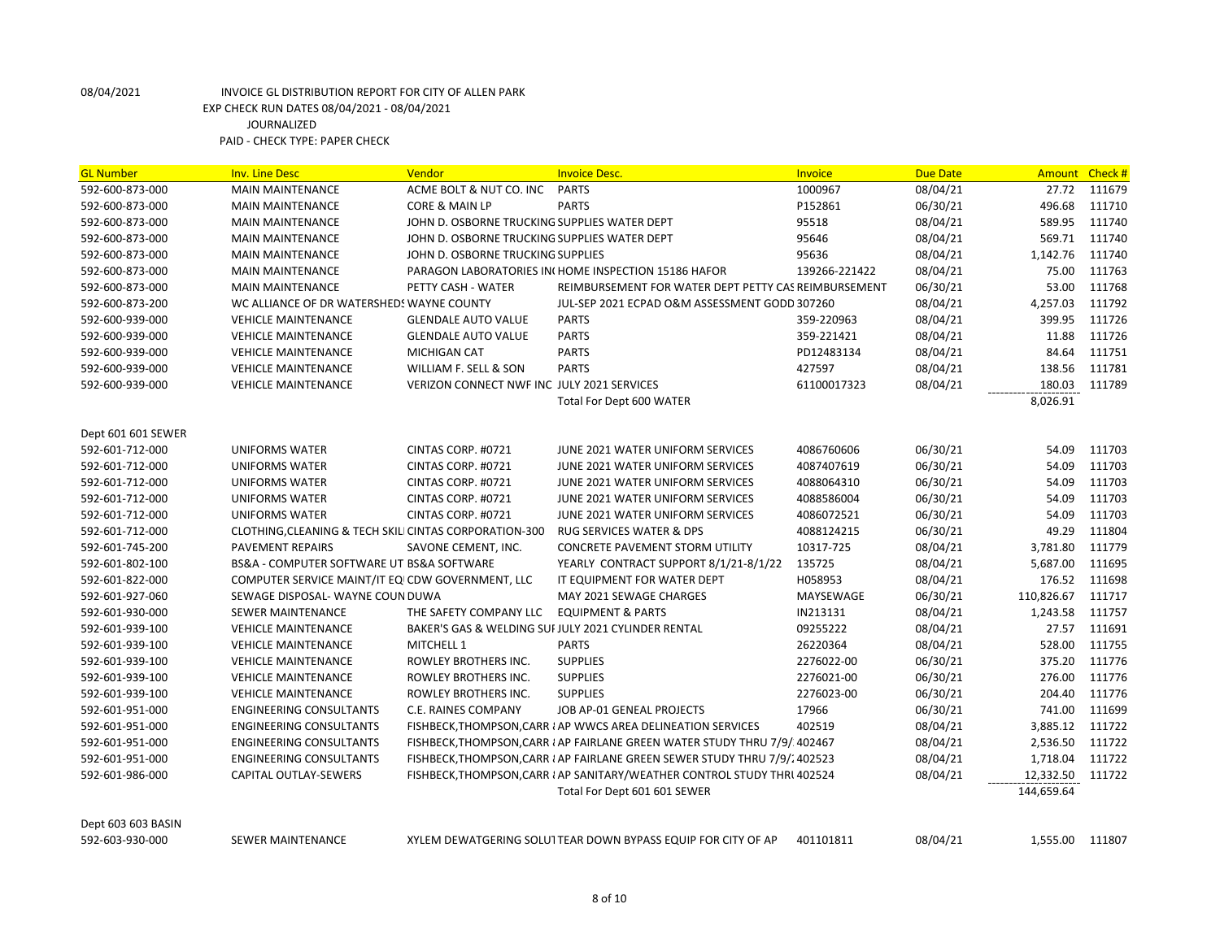08/04/2021 INVOICE GL DISTRIBUTION REPORT FOR CITY OF ALLEN PARK
EXP CHECK RUN DATES 08/04/2021 - 08/04/2021
JOURNALIZED
PAID - CHECK TYPE: PAPER CHECK

| GL Number | Inv. Line Desc | Vendor | Invoice Desc. | Invoice | Due Date | Amount | Check # |
|---|---|---|---|---|---|---|---|
| 592-600-873-000 | MAIN MAINTENANCE | ACME BOLT & NUT CO. INC | PARTS | 1000967 | 08/04/21 | 27.72 | 111679 |
| 592-600-873-000 | MAIN MAINTENANCE | CORE & MAIN LP | PARTS | P152861 | 06/30/21 | 496.68 | 111710 |
| 592-600-873-000 | MAIN MAINTENANCE | JOHN D. OSBORNE TRUCKING | SUPPLIES WATER DEPT | 95518 | 08/04/21 | 589.95 | 111740 |
| 592-600-873-000 | MAIN MAINTENANCE | JOHN D. OSBORNE TRUCKING | SUPPLIES WATER DEPT | 95646 | 08/04/21 | 569.71 | 111740 |
| 592-600-873-000 | MAIN MAINTENANCE | JOHN D. OSBORNE TRUCKING | SUPPLIES | 95636 | 08/04/21 | 1,142.76 | 111740 |
| 592-600-873-000 | MAIN MAINTENANCE | PARAGON LABORATORIES IN( | HOME INSPECTION 15186 HAFOR | 139266-221422 | 08/04/21 | 75.00 | 111763 |
| 592-600-873-000 | MAIN MAINTENANCE | PETTY CASH - WATER | REIMBURSEMENT FOR WATER DEPT PETTY CAS | REIMBURSEMENT | 06/30/21 | 53.00 | 111768 |
| 592-600-873-200 | WC ALLIANCE OF DR WATERSHEDS | WAYNE COUNTY | JUL-SEP 2021 ECPAD O&M ASSESSMENT GODD | 307260 | 08/04/21 | 4,257.03 | 111792 |
| 592-600-939-000 | VEHICLE MAINTENANCE | GLENDALE AUTO VALUE | PARTS | 359-220963 | 08/04/21 | 399.95 | 111726 |
| 592-600-939-000 | VEHICLE MAINTENANCE | GLENDALE AUTO VALUE | PARTS | 359-221421 | 08/04/21 | 11.88 | 111726 |
| 592-600-939-000 | VEHICLE MAINTENANCE | MICHIGAN CAT | PARTS | PD12483134 | 08/04/21 | 84.64 | 111751 |
| 592-600-939-000 | VEHICLE MAINTENANCE | WILLIAM F. SELL & SON | PARTS | 427597 | 08/04/21 | 138.56 | 111781 |
| 592-600-939-000 | VEHICLE MAINTENANCE | VERIZON CONNECT NWF INC | JULY 2021 SERVICES | 61100017323 | 08/04/21 | 180.03 | 111789 |
| | | | Total For Dept 600 WATER | | | 8,026.91 | |
| Dept 601 601 SEWER | | | | | | | |
| 592-601-712-000 | UNIFORMS WATER | CINTAS CORP. #0721 | JUNE 2021 WATER UNIFORM SERVICES | 4086760606 | 06/30/21 | 54.09 | 111703 |
| 592-601-712-000 | UNIFORMS WATER | CINTAS CORP. #0721 | JUNE 2021 WATER UNIFORM SERVICES | 4087407619 | 06/30/21 | 54.09 | 111703 |
| 592-601-712-000 | UNIFORMS WATER | CINTAS CORP. #0721 | JUNE 2021 WATER UNIFORM SERVICES | 4088064310 | 06/30/21 | 54.09 | 111703 |
| 592-601-712-000 | UNIFORMS WATER | CINTAS CORP. #0721 | JUNE 2021 WATER UNIFORM SERVICES | 4088586004 | 06/30/21 | 54.09 | 111703 |
| 592-601-712-000 | UNIFORMS WATER | CINTAS CORP. #0721 | JUNE 2021 WATER UNIFORM SERVICES | 4086072521 | 06/30/21 | 54.09 | 111703 |
| 592-601-712-000 | CLOTHING,CLEANING & TECH SKILI | CINTAS CORPORATION-300 | RUG SERVICES WATER & DPS | 4088124215 | 06/30/21 | 49.29 | 111804 |
| 592-601-745-200 | PAVEMENT REPAIRS | SAVONE CEMENT, INC. | CONCRETE PAVEMENT STORM UTILITY | 10317-725 | 08/04/21 | 3,781.80 | 111779 |
| 592-601-802-100 | BS&A - COMPUTER SOFTWARE UT | BS&A SOFTWARE | YEARLY CONTRACT SUPPORT 8/1/21-8/1/22 | 135725 | 08/04/21 | 5,687.00 | 111695 |
| 592-601-822-000 | COMPUTER SERVICE MAINT/IT EQ | CDW GOVERNMENT, LLC | IT EQUIPMENT FOR WATER DEPT | H058953 | 08/04/21 | 176.52 | 111698 |
| 592-601-927-060 | SEWAGE DISPOSAL- WAYNE COUN | DUWA | MAY 2021 SEWAGE CHARGES | MAYSEWAGE | 06/30/21 | 110,826.67 | 111717 |
| 592-601-930-000 | SEWER MAINTENANCE | THE SAFETY COMPANY LLC | EQUIPMENT & PARTS | IN213131 | 08/04/21 | 1,243.58 | 111757 |
| 592-601-939-100 | VEHICLE MAINTENANCE | BAKER'S GAS & WELDING SUI | JULY 2021 CYLINDER RENTAL | 09255222 | 08/04/21 | 27.57 | 111691 |
| 592-601-939-100 | VEHICLE MAINTENANCE | MITCHELL 1 | PARTS | 26220364 | 08/04/21 | 528.00 | 111755 |
| 592-601-939-100 | VEHICLE MAINTENANCE | ROWLEY BROTHERS INC. | SUPPLIES | 2276022-00 | 06/30/21 | 375.20 | 111776 |
| 592-601-939-100 | VEHICLE MAINTENANCE | ROWLEY BROTHERS INC. | SUPPLIES | 2276021-00 | 06/30/21 | 276.00 | 111776 |
| 592-601-939-100 | VEHICLE MAINTENANCE | ROWLEY BROTHERS INC. | SUPPLIES | 2276023-00 | 06/30/21 | 204.40 | 111776 |
| 592-601-951-000 | ENGINEERING CONSULTANTS | C.E. RAINES COMPANY | JOB AP-01 GENEAL PROJECTS | 17966 | 06/30/21 | 741.00 | 111699 |
| 592-601-951-000 | ENGINEERING CONSULTANTS | FISHBECK,THOMPSON,CARR & | AP WWCS AREA DELINEATION SERVICES | 402519 | 08/04/21 | 3,885.12 | 111722 |
| 592-601-951-000 | ENGINEERING CONSULTANTS | FISHBECK,THOMPSON,CARR & | AP FAIRLANE GREEN WATER STUDY THRU 7/9/ | 402467 | 08/04/21 | 2,536.50 | 111722 |
| 592-601-951-000 | ENGINEERING CONSULTANTS | FISHBECK,THOMPSON,CARR & | AP FAIRLANE GREEN SEWER STUDY THRU 7/9/ | 402523 | 08/04/21 | 1,718.04 | 111722 |
| 592-601-986-000 | CAPITAL OUTLAY-SEWERS | FISHBECK,THOMPSON,CARR & | AP SANITARY/WEATHER CONTROL STUDY THRU | 402524 | 08/04/21 | 12,332.50 | 111722 |
| | | | Total For Dept 601 601 SEWER | | | 144,659.64 | |
| Dept 603 603 BASIN | | | | | | | |
| 592-603-930-000 | SEWER MAINTENANCE | XYLEM DEWATGERING SOLUT | TEAR DOWN BYPASS EQUIP FOR CITY OF AP | 401101811 | 08/04/21 | 1,555.00 | 111807 |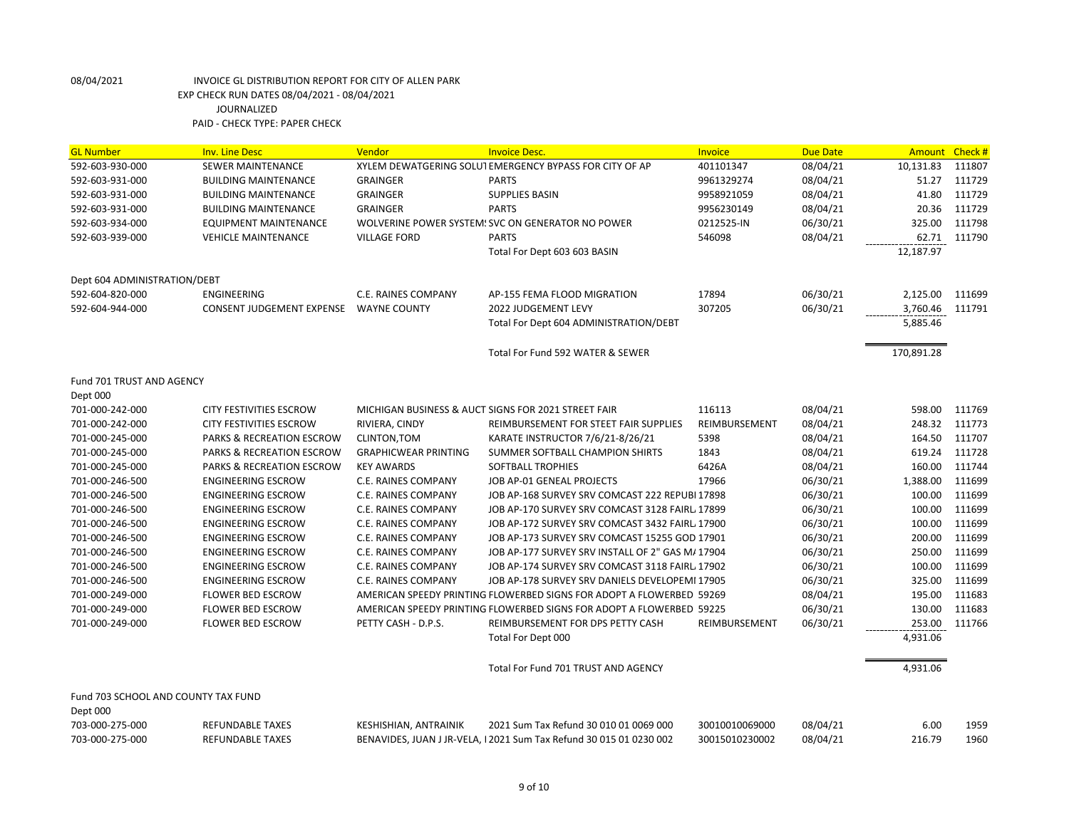08/04/2021 INVOICE GL DISTRIBUTION REPORT FOR CITY OF ALLEN PARK
EXP CHECK RUN DATES 08/04/2021 - 08/04/2021
JOURNALIZED
PAID - CHECK TYPE: PAPER CHECK

| GL Number | Inv. Line Desc | Vendor | Invoice Desc. | Invoice | Due Date | Amount | Check # |
|---|---|---|---|---|---|---|---|
| 592-603-930-000 | SEWER MAINTENANCE | XYLEM DEWATGERING SOLUT | EMERGENCY BYPASS FOR CITY OF AP | 401101347 | 08/04/21 | 10,131.83 | 111807 |
| 592-603-931-000 | BUILDING MAINTENANCE | GRAINGER | PARTS | 9961329274 | 08/04/21 | 51.27 | 111729 |
| 592-603-931-000 | BUILDING MAINTENANCE | GRAINGER | SUPPLIES BASIN | 9958921059 | 08/04/21 | 41.80 | 111729 |
| 592-603-931-000 | BUILDING MAINTENANCE | GRAINGER | PARTS | 9956230149 | 08/04/21 | 20.36 | 111729 |
| 592-603-934-000 | EQUIPMENT MAINTENANCE | WOLVERINE POWER SYSTEM! | SVC ON GENERATOR NO POWER | 0212525-IN | 06/30/21 | 325.00 | 111798 |
| 592-603-939-000 | VEHICLE MAINTENANCE | VILLAGE FORD | PARTS | 546098 | 08/04/21 | 62.71 | 111790 |
| | | | Total For Dept 603 603 BASIN | | | 12,187.97 | |
| Dept 604 ADMINISTRATION/DEBT | | | | | | | |
| 592-604-820-000 | ENGINEERING | C.E. RAINES COMPANY | AP-155 FEMA FLOOD MIGRATION | 17894 | 06/30/21 | 2,125.00 | 111699 |
| 592-604-944-000 | CONSENT JUDGEMENT EXPENSE | WAYNE COUNTY | 2022 JUDGEMENT LEVY | 307205 | 06/30/21 | 3,760.46 | 111791 |
| | | | Total For Dept 604 ADMINISTRATION/DEBT | | | 5,885.46 | |
| | | | Total For Fund 592 WATER & SEWER | | | 170,891.28 | |
| Fund 701 TRUST AND AGENCY | | | | | | | |
| Dept 000 | | | | | | | |
| 701-000-242-000 | CITY FESTIVITIES ESCROW | MICHIGAN BUSINESS & AUCT | SIGNS FOR 2021 STREET FAIR | 116113 | 08/04/21 | 598.00 | 111769 |
| 701-000-242-000 | CITY FESTIVITIES ESCROW | RIVIERA, CINDY | REIMBURSEMENT FOR STEET FAIR SUPPLIES | REIMBURSEMENT | 08/04/21 | 248.32 | 111773 |
| 701-000-245-000 | PARKS & RECREATION ESCROW | CLINTON,TOM | KARATE INSTRUCTOR 7/6/21-8/26/21 | 5398 | 08/04/21 | 164.50 | 111707 |
| 701-000-245-000 | PARKS & RECREATION ESCROW | GRAPHICWEAR PRINTING | SUMMER SOFTBALL CHAMPION SHIRTS | 1843 | 08/04/21 | 619.24 | 111728 |
| 701-000-245-000 | PARKS & RECREATION ESCROW | KEY AWARDS | SOFTBALL TROPHIES | 6426A | 08/04/21 | 160.00 | 111744 |
| 701-000-246-500 | ENGINEERING ESCROW | C.E. RAINES COMPANY | JOB AP-01 GENEAL PROJECTS | 17966 | 06/30/21 | 1,388.00 | 111699 |
| 701-000-246-500 | ENGINEERING ESCROW | C.E. RAINES COMPANY | JOB AP-168 SURVEY SRV COMCAST 222 REPUBI | 17898 | 06/30/21 | 100.00 | 111699 |
| 701-000-246-500 | ENGINEERING ESCROW | C.E. RAINES COMPANY | JOB AP-170 SURVEY SRV COMCAST 3128 FAIRL | 17899 | 06/30/21 | 100.00 | 111699 |
| 701-000-246-500 | ENGINEERING ESCROW | C.E. RAINES COMPANY | JOB AP-172 SURVEY SRV COMCAST 3432 FAIRL | 17900 | 06/30/21 | 100.00 | 111699 |
| 701-000-246-500 | ENGINEERING ESCROW | C.E. RAINES COMPANY | JOB AP-173 SURVEY SRV COMCAST 15255 GOD | 17901 | 06/30/21 | 200.00 | 111699 |
| 701-000-246-500 | ENGINEERING ESCROW | C.E. RAINES COMPANY | JOB AP-177 SURVEY SRV INSTALL OF 2" GAS M/ | 17904 | 06/30/21 | 250.00 | 111699 |
| 701-000-246-500 | ENGINEERING ESCROW | C.E. RAINES COMPANY | JOB AP-174 SURVEY SRV COMCAST 3118 FAIRL | 17902 | 06/30/21 | 100.00 | 111699 |
| 701-000-246-500 | ENGINEERING ESCROW | C.E. RAINES COMPANY | JOB AP-178 SURVEY SRV DANIELS DEVELOPEMI | 17905 | 06/30/21 | 325.00 | 111699 |
| 701-000-249-000 | FLOWER BED ESCROW | AMERICAN SPEEDY PRINTING | FLOWERBED SIGNS FOR ADOPT A FLOWERBED | 59269 | 08/04/21 | 195.00 | 111683 |
| 701-000-249-000 | FLOWER BED ESCROW | AMERICAN SPEEDY PRINTING | FLOWERBED SIGNS FOR ADOPT A FLOWERBED | 59225 | 06/30/21 | 130.00 | 111683 |
| 701-000-249-000 | FLOWER BED ESCROW | PETTY CASH - D.P.S. | REIMBURSEMENT FOR DPS PETTY CASH | REIMBURSEMENT | 06/30/21 | 253.00 | 111766 |
| | | | Total For Dept 000 | | | 4,931.06 | |
| | | | Total For Fund 701 TRUST AND AGENCY | | | 4,931.06 | |
| Fund 703 SCHOOL AND COUNTY TAX FUND | | | | | | | |
| Dept 000 | | | | | | | |
| 703-000-275-000 | REFUNDABLE TAXES | KESHISHIAN, ANTRAINIK | 2021 Sum Tax Refund 30 010 01 0069 000 | 30010010069000 | 08/04/21 | 6.00 | 1959 |
| 703-000-275-000 | REFUNDABLE TAXES | BENAVIDES, JUAN J JR-VELA, I | 2021 Sum Tax Refund 30 015 01 0230 002 | 30015010230002 | 08/04/21 | 216.79 | 1960 |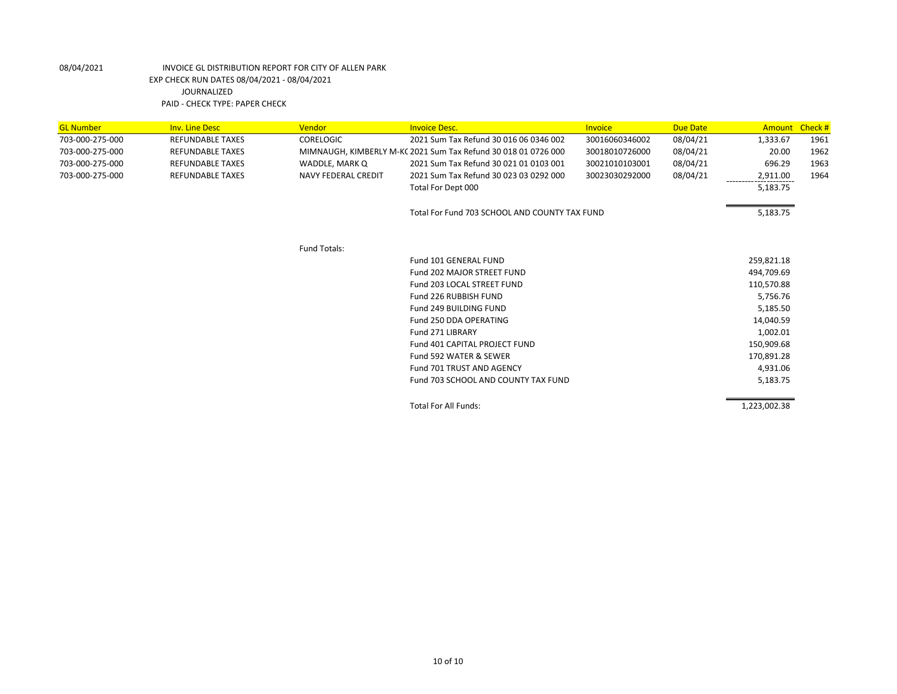08/04/2021 INVOICE GL DISTRIBUTION REPORT FOR CITY OF ALLEN PARK
EXP CHECK RUN DATES 08/04/2021 - 08/04/2021
JOURNALIZED
PAID - CHECK TYPE: PAPER CHECK

| GL Number | Inv. Line Desc | Vendor | Invoice Desc. | Invoice | Due Date | Amount | Check # |
|---|---|---|---|---|---|---|---|
| 703-000-275-000 | REFUNDABLE TAXES | CORELOGIC | 2021 Sum Tax Refund 30 016 06 0346 002 | 30016060346002 | 08/04/21 | 1,333.67 | 1961 |
| 703-000-275-000 | REFUNDABLE TAXES | MIMNAUGH, KIMBERLY M-K( | 2021 Sum Tax Refund 30 018 01 0726 000 | 30018010726000 | 08/04/21 | 20.00 | 1962 |
| 703-000-275-000 | REFUNDABLE TAXES | WADDLE, MARK Q | 2021 Sum Tax Refund 30 021 01 0103 001 | 30021010103001 | 08/04/21 | 696.29 | 1963 |
| 703-000-275-000 | REFUNDABLE TAXES | NAVY FEDERAL CREDIT | 2021 Sum Tax Refund 30 023 03 0292 000 | 30023030292000 | 08/04/21 | 2,911.00 | 1964 |
| | | | Total For Dept 000 | | | 5,183.75 | |
| | | | Total For Fund 703 SCHOOL AND COUNTY TAX FUND | | | 5,183.75 | |

Fund Totals:

| | |
|---|---|
| Fund 101 GENERAL FUND | 259,821.18 |
| Fund 202 MAJOR STREET FUND | 494,709.69 |
| Fund 203 LOCAL STREET FUND | 110,570.88 |
| Fund 226 RUBBISH FUND | 5,756.76 |
| Fund 249 BUILDING FUND | 5,185.50 |
| Fund 250 DDA OPERATING | 14,040.59 |
| Fund 271 LIBRARY | 1,002.01 |
| Fund 401 CAPITAL PROJECT FUND | 150,909.68 |
| Fund 592 WATER & SEWER | 170,891.28 |
| Fund 701 TRUST AND AGENCY | 4,931.06 |
| Fund 703 SCHOOL AND COUNTY TAX FUND | 5,183.75 |
| Total For All Funds: | 1,223,002.38 |